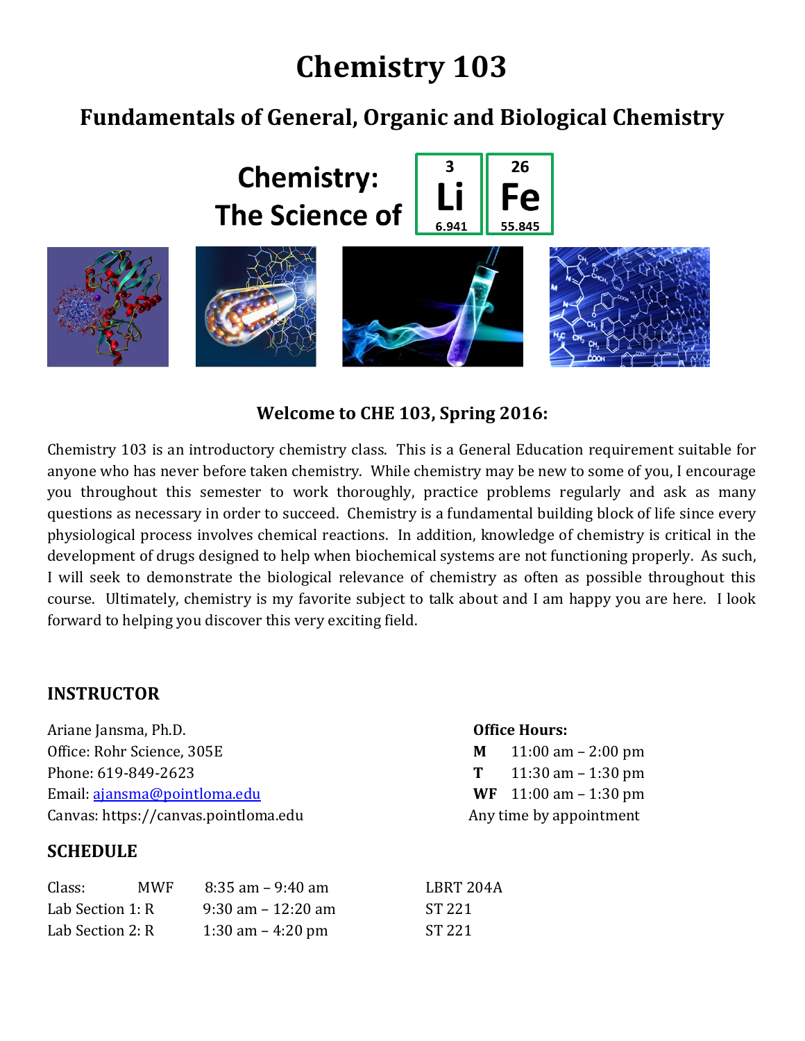# Chemistry 103

## Fundamentals of General, Organic and Biological Chemistry

**Chemistry: The Science of Li Fe**

### Welcome to CHE 103, Spring 2016:

Chemistry 103 is an introductory chemistry class. This is a General Education requirement suitable for anyone who has never before taken chemistry. While chemistry may be new to some of you, I encourage you throughout this semester to work thoroughly, practice problems regularly and ask as many questions as necessary in order to succeed. Chemistry is a fundamental building block of life since every physiological process involves chemical reactions. In addition, knowledge of chemistry is critical in the development of drugs designed to help when biochemical systems are not functioning properly. As such, I will seek to demonstrate the biological relevance of chemistry as often as possible throughout this course. Ultimately, chemistry is my favorite subject to talk about and I am happy you are here. I look forward to helping you discover this very exciting field.

## INSTRUCTOR

Ariane Jansma, Ph.D.
Office: Rohr Science, 305E
Phone: 619-849-2623
Email: [ajansma@pointloma.edu](mailto:ajansma@pointloma.edu)
Canvas: https://canvas.pointloma.edu

**Office Hours:**

| | |
|---|---|
| **M** | 11:00 am – 2:00 pm |
| **T** | 11:30 am – 1:30 pm |
| **WF** | 11:00 am – 1:30 pm |

Any time by appointment

## SCHEDULE

| | | | |
|---|---|---|---|
| Class: | MWF | 8:35 am – 9:40 am | LBRT 204A |
| Lab Section 1: | R | 9:30 am – 12:20 am | ST 221 |
| Lab Section 2: | R | 1:30 am – 4:20 pm | ST 221 |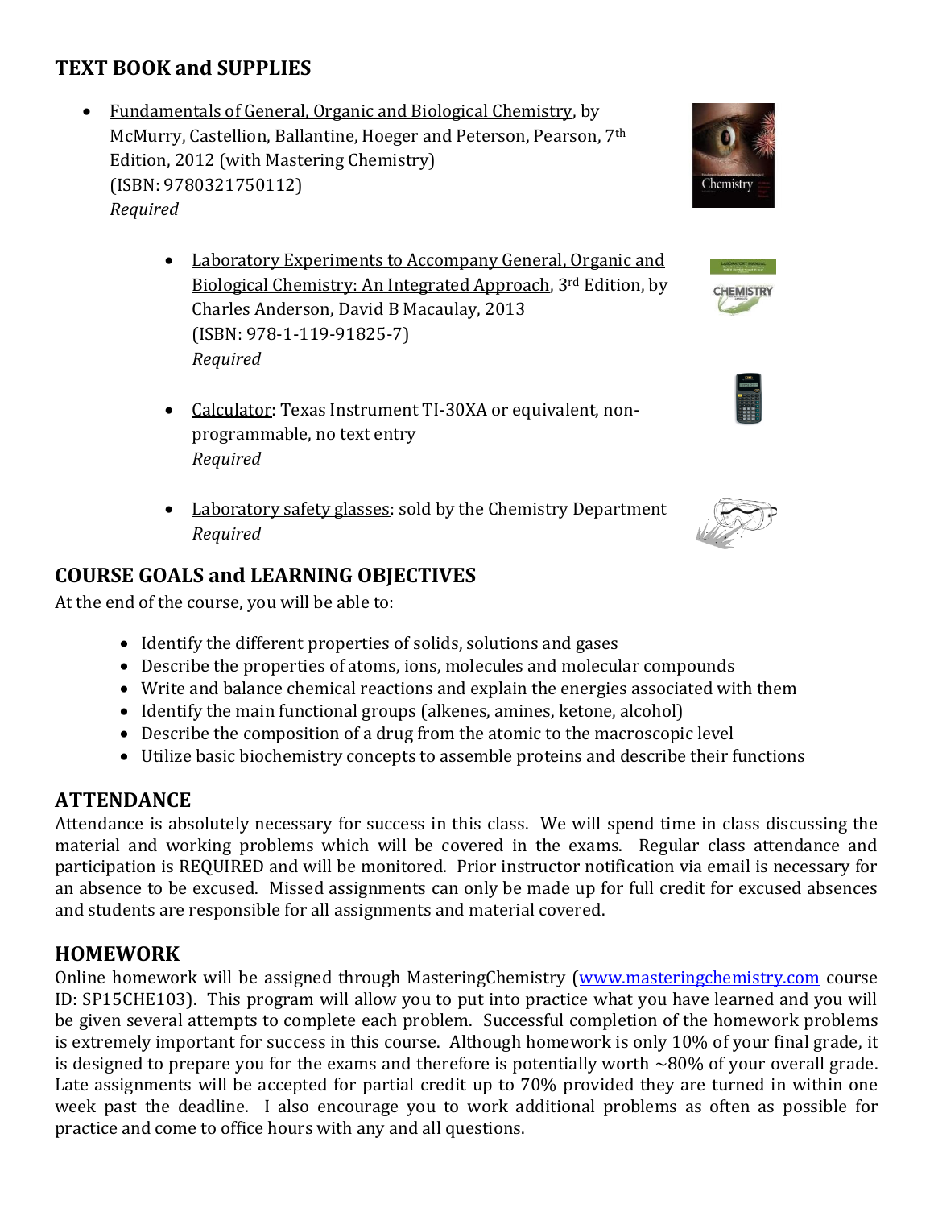## TEXT BOOK and SUPPLIES

- Fundamentals of General, Organic and Biological Chemistry, by McMurry, Castellion, Ballantine, Hoeger and Peterson, Pearson, 7th Edition, 2012 (with Mastering Chemistry) (ISBN: 9780321750112)
  *Required*

- Laboratory Experiments to Accompany General, Organic and Biological Chemistry: An Integrated Approach, 3rd Edition, by Charles Anderson, David B Macaulay, 2013 (ISBN: 978-1-119-91825-7)
  *Required*

- Calculator: Texas Instrument TI-30XA or equivalent, non-programmable, no text entry
  *Required*

- Laboratory safety glasses: sold by the Chemistry Department
  *Required*

## COURSE GOALS and LEARNING OBJECTIVES

At the end of the course, you will be able to:

- Identify the different properties of solids, solutions and gases
- Describe the properties of atoms, ions, molecules and molecular compounds
- Write and balance chemical reactions and explain the energies associated with them
- Identify the main functional groups (alkenes, amines, ketone, alcohol)
- Describe the composition of a drug from the atomic to the macroscopic level
- Utilize basic biochemistry concepts to assemble proteins and describe their functions

## ATTENDANCE

Attendance is absolutely necessary for success in this class. We will spend time in class discussing the material and working problems which will be covered in the exams. Regular class attendance and participation is REQUIRED and will be monitored. Prior instructor notification via email is necessary for an absence to be excused. Missed assignments can only be made up for full credit for excused absences and students are responsible for all assignments and material covered.

## HOMEWORK

Online homework will be assigned through MasteringChemistry (www.masteringchemistry.com course ID: SP15CHE103). This program will allow you to put into practice what you have learned and you will be given several attempts to complete each problem. Successful completion of the homework problems is extremely important for success in this course. Although homework is only 10% of your final grade, it is designed to prepare you for the exams and therefore is potentially worth ~80% of your overall grade. Late assignments will be accepted for partial credit up to 70% provided they are turned in within one week past the deadline. I also encourage you to work additional problems as often as possible for practice and come to office hours with any and all questions.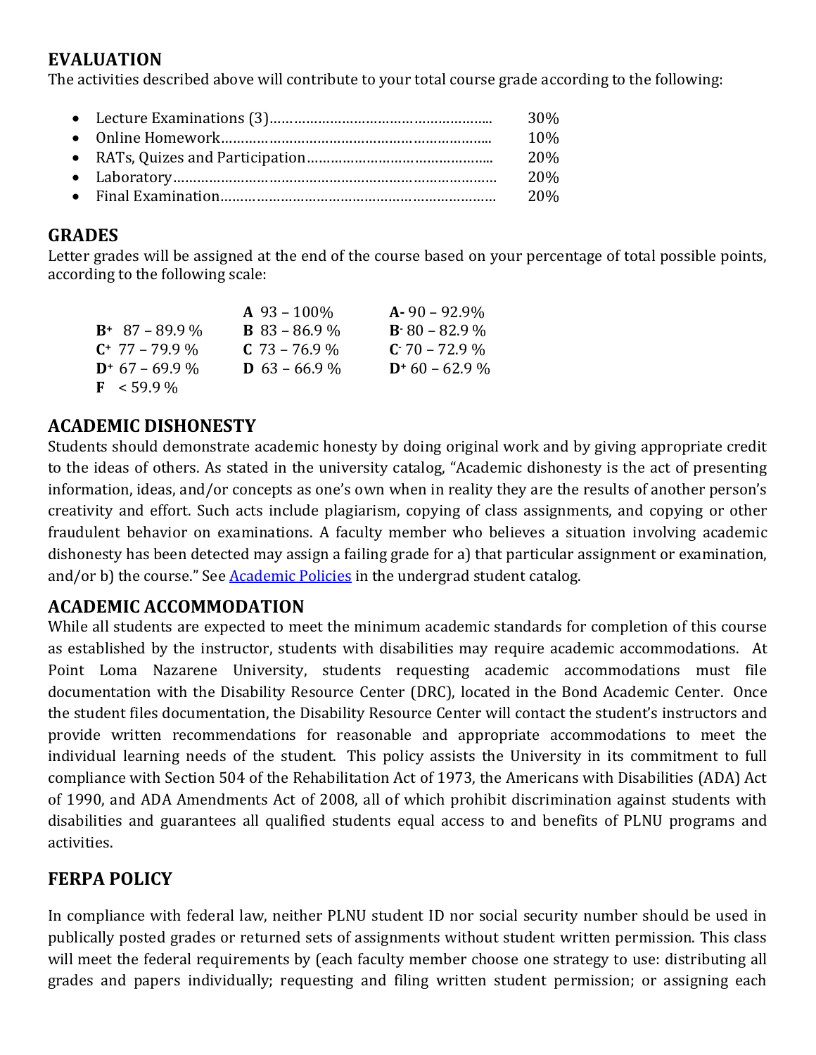## EVALUATION

The activities described above will contribute to your total course grade according to the following:

- Lecture Examinations (3)………………………………………………... 30%
- Online Homework……………………………………………………….. 10%
- RATs, Quizes and Participation……………………………………….. 20%
- Laboratory……………………………………………………………………. 20%
- Final Examination………………………………………………………… 20%

## GRADES

Letter grades will be assigned at the end of the course based on your percentage of total possible points, according to the following scale:

| | | |
|---|---|---|
| | **A** 93 – 100% | **A-** 90 – 92.9% |
| **B+** 87 – 89.9 % | **B** 83 – 86.9 % | **B-** 80 – 82.9 % |
| **C+** 77 – 79.9 % | **C** 73 – 76.9 % | **C-** 70 – 72.9 % |
| **D+** 67 – 69.9 % | **D** 63 – 66.9 % | **D+** 60 – 62.9 % |
| **F** < 59.9 % | | |

## ACADEMIC DISHONESTY

Students should demonstrate academic honesty by doing original work and by giving appropriate credit to the ideas of others. As stated in the university catalog, "Academic dishonesty is the act of presenting information, ideas, and/or concepts as one's own when in reality they are the results of another person's creativity and effort. Such acts include plagiarism, copying of class assignments, and copying or other fraudulent behavior on examinations. A faculty member who believes a situation involving academic dishonesty has been detected may assign a failing grade for a) that particular assignment or examination, and/or b) the course." See Academic Policies in the undergrad student catalog.

## ACADEMIC ACCOMMODATION

While all students are expected to meet the minimum academic standards for completion of this course as established by the instructor, students with disabilities may require academic accommodations. At Point Loma Nazarene University, students requesting academic accommodations must file documentation with the Disability Resource Center (DRC), located in the Bond Academic Center. Once the student files documentation, the Disability Resource Center will contact the student's instructors and provide written recommendations for reasonable and appropriate accommodations to meet the individual learning needs of the student. This policy assists the University in its commitment to full compliance with Section 504 of the Rehabilitation Act of 1973, the Americans with Disabilities (ADA) Act of 1990, and ADA Amendments Act of 2008, all of which prohibit discrimination against students with disabilities and guarantees all qualified students equal access to and benefits of PLNU programs and activities.

## FERPA POLICY

In compliance with federal law, neither PLNU student ID nor social security number should be used in publically posted grades or returned sets of assignments without student written permission. This class will meet the federal requirements by (each faculty member choose one strategy to use: distributing all grades and papers individually; requesting and filing written student permission; or assigning each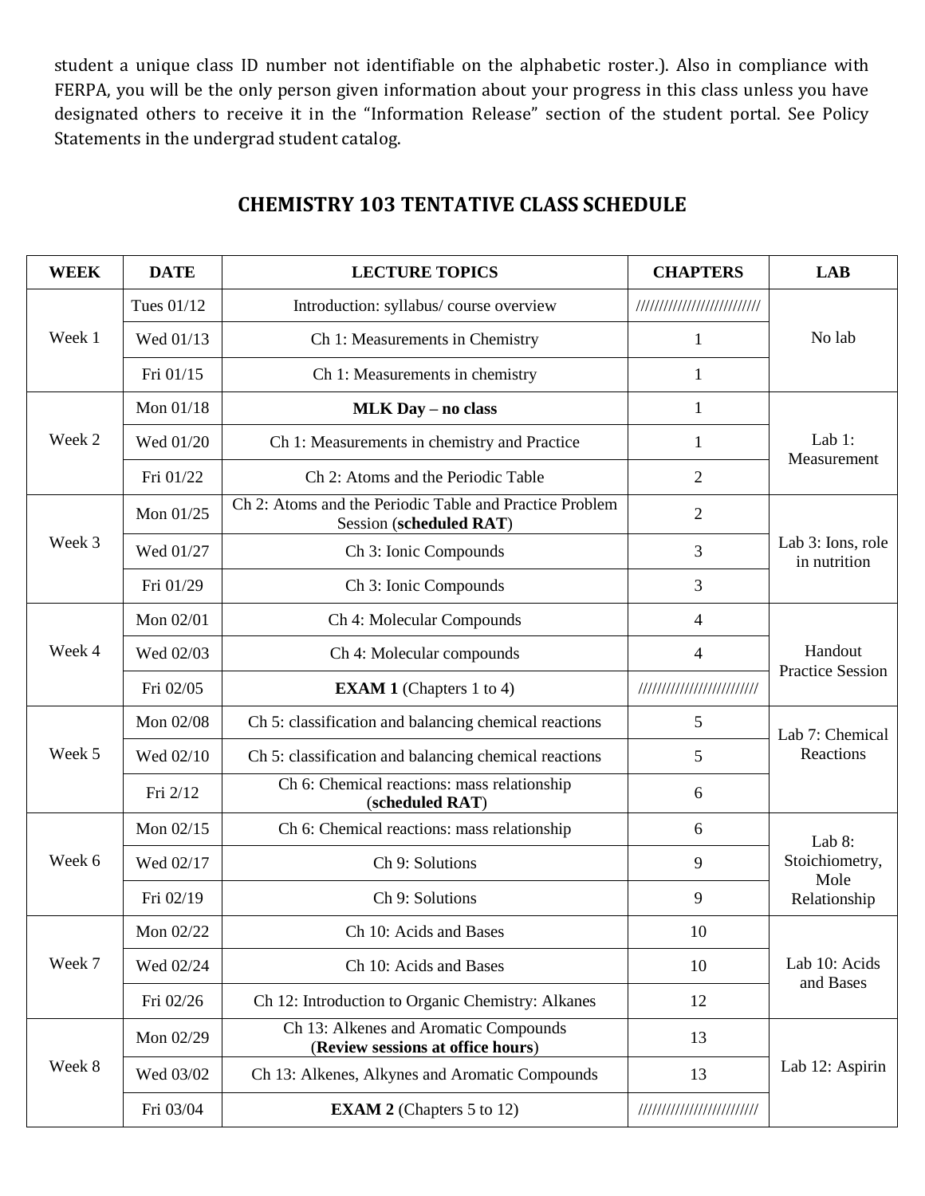student a unique class ID number not identifiable on the alphabetic roster.). Also in compliance with FERPA, you will be the only person given information about your progress in this class unless you have designated others to receive it in the "Information Release" section of the student portal. See Policy Statements in the undergrad student catalog.

## CHEMISTRY 103 TENTATIVE CLASS SCHEDULE

| WEEK | DATE | LECTURE TOPICS | CHAPTERS | LAB |
|---|---|---|---|---|
| Week 1 | Tues 01/12 | Introduction: syllabus/ course overview | ////////////////////////// | No lab |
| | Wed 01/13 | Ch 1: Measurements in Chemistry | 1 | |
| | Fri 01/15 | Ch 1: Measurements in chemistry | 1 | |
| Week 2 | Mon 01/18 | **MLK Day – no class** | 1 | Lab 1: Measurement |
| | Wed 01/20 | Ch 1: Measurements in chemistry and Practice | 1 | |
| | Fri 01/22 | Ch 2: Atoms and the Periodic Table | 2 | |
| Week 3 | Mon 01/25 | Ch 2: Atoms and the Periodic Table and Practice Problem Session (**scheduled RAT**) | 2 | Lab 3: Ions, role in nutrition |
| | Wed 01/27 | Ch 3: Ionic Compounds | 3 | |
| | Fri 01/29 | Ch 3: Ionic Compounds | 3 | |
| Week 4 | Mon 02/01 | Ch 4: Molecular Compounds | 4 | Handout Practice Session |
| | Wed 02/03 | Ch 4: Molecular compounds | 4 | |
| | Fri 02/05 | **EXAM 1** (Chapters 1 to 4) | ///////////////////////// | |
| Week 5 | Mon 02/08 | Ch 5: classification and balancing chemical reactions | 5 | Lab 7: Chemical Reactions |
| | Wed 02/10 | Ch 5: classification and balancing chemical reactions | 5 | |
| | Fri 2/12 | Ch 6: Chemical reactions: mass relationship (**scheduled RAT**) | 6 | |
| Week 6 | Mon 02/15 | Ch 6: Chemical reactions: mass relationship | 6 | Lab 8: Stoichiometry, Mole Relationship |
| | Wed 02/17 | Ch 9: Solutions | 9 | |
| | Fri 02/19 | Ch 9: Solutions | 9 | |
| Week 7 | Mon 02/22 | Ch 10: Acids and Bases | 10 | Lab 10: Acids and Bases |
| | Wed 02/24 | Ch 10: Acids and Bases | 10 | |
| | Fri 02/26 | Ch 12: Introduction to Organic Chemistry: Alkanes | 12 | |
| Week 8 | Mon 02/29 | Ch 13: Alkenes and Aromatic Compounds (**Review sessions at office hours**) | 13 | Lab 12: Aspirin |
| | Wed 03/02 | Ch 13: Alkenes, Alkynes and Aromatic Compounds | 13 | |
| | Fri 03/04 | **EXAM 2** (Chapters 5 to 12) | ///////////////////////// | |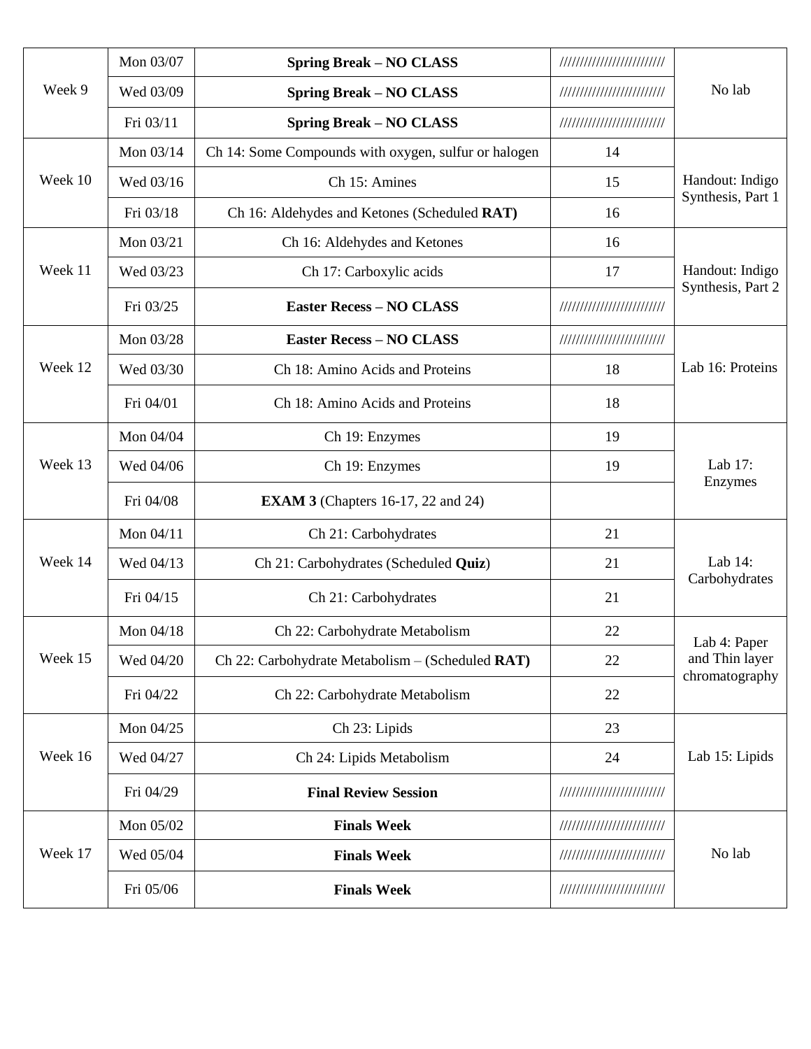| | | | | |
|---|---|---|---|---|
| Week 9 | Mon 03/07 | **Spring Break – NO CLASS** | ////////////////////////// | No lab |
| | Wed 03/09 | **Spring Break – NO CLASS** | ////////////////////////// | |
| | Fri 03/11 | **Spring Break – NO CLASS** | ////////////////////////// | |
| Week 10 | Mon 03/14 | Ch 14: Some Compounds with oxygen, sulfur or halogen | 14 | Handout: Indigo Synthesis, Part 1 |
| | Wed 03/16 | Ch 15: Amines | 15 | |
| | Fri 03/18 | Ch 16: Aldehydes and Ketones (Scheduled **RAT)** | 16 | |
| Week 11 | Mon 03/21 | Ch 16: Aldehydes and Ketones | 16 | Handout: Indigo Synthesis, Part 2 |
| | Wed 03/23 | Ch 17: Carboxylic acids | 17 | |
| | Fri 03/25 | **Easter Recess – NO CLASS** | ////////////////////////// | |
| Week 12 | Mon 03/28 | **Easter Recess – NO CLASS** | ////////////////////////// | Lab 16: Proteins |
| | Wed 03/30 | Ch 18: Amino Acids and Proteins | 18 | |
| | Fri 04/01 | Ch 18: Amino Acids and Proteins | 18 | |
| Week 13 | Mon 04/04 | Ch 19: Enzymes | 19 | Lab 17: Enzymes |
| | Wed 04/06 | Ch 19: Enzymes | 19 | |
| | Fri 04/08 | **EXAM 3** (Chapters 16-17, 22 and 24) | | |
| Week 14 | Mon 04/11 | Ch 21: Carbohydrates | 21 | Lab 14: Carbohydrates |
| | Wed 04/13 | Ch 21: Carbohydrates (Scheduled **Quiz**) | 21 | |
| | Fri 04/15 | Ch 21: Carbohydrates | 21 | |
| Week 15 | Mon 04/18 | Ch 22: Carbohydrate Metabolism | 22 | Lab 4: Paper and Thin layer chromatography |
| | Wed 04/20 | Ch 22: Carbohydrate Metabolism – (Scheduled **RAT)** | 22 | |
| | Fri 04/22 | Ch 22: Carbohydrate Metabolism | 22 | |
| Week 16 | Mon 04/25 | Ch 23: Lipids | 23 | Lab 15: Lipids |
| | Wed 04/27 | Ch 24: Lipids Metabolism | 24 | |
| | Fri 04/29 | **Final Review Session** | ////////////////////////// | |
| Week 17 | Mon 05/02 | **Finals Week** | ////////////////////////// | No lab |
| | Wed 05/04 | **Finals Week** | ////////////////////////// | |
| | Fri 05/06 | **Finals Week** | ////////////////////////// | |